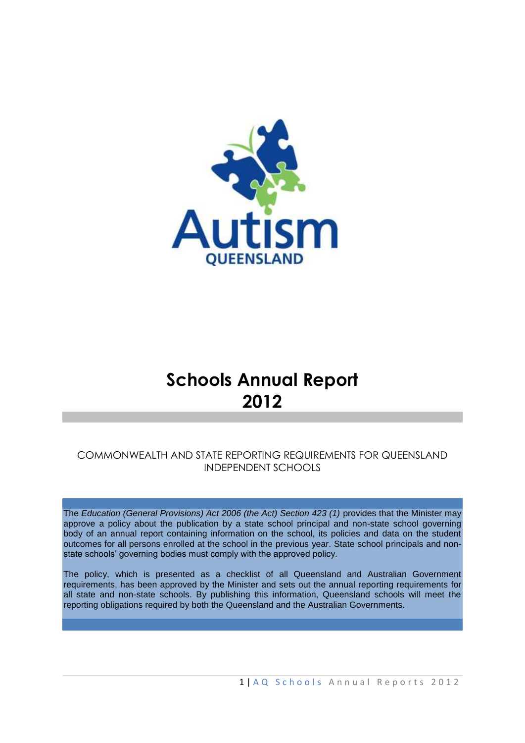Autism QUEENSLAND

# Schools Annual Report 2012

COMMONWEALTH AND STATE REPORTING REQUIREMENTS FOR QUEENSLAND INDEPENDENT SCHOOLS

The *Education (General Provisions) Act 2006 (the Act) Section 423 (1)* provides that the Minister may approve a policy about the publication by a state school principal and non-state school governing body of an annual report containing information on the school, its policies and data on the student outcomes for all persons enrolled at the school in the previous year. State school principals and non-state schools' governing bodies must comply with the approved policy.

The policy, which is presented as a checklist of all Queensland and Australian Government requirements, has been approved by the Minister and sets out the annual reporting requirements for all state and non-state schools. By publishing this information, Queensland schools will meet the reporting obligations required by both the Queensland and the Australian Governments.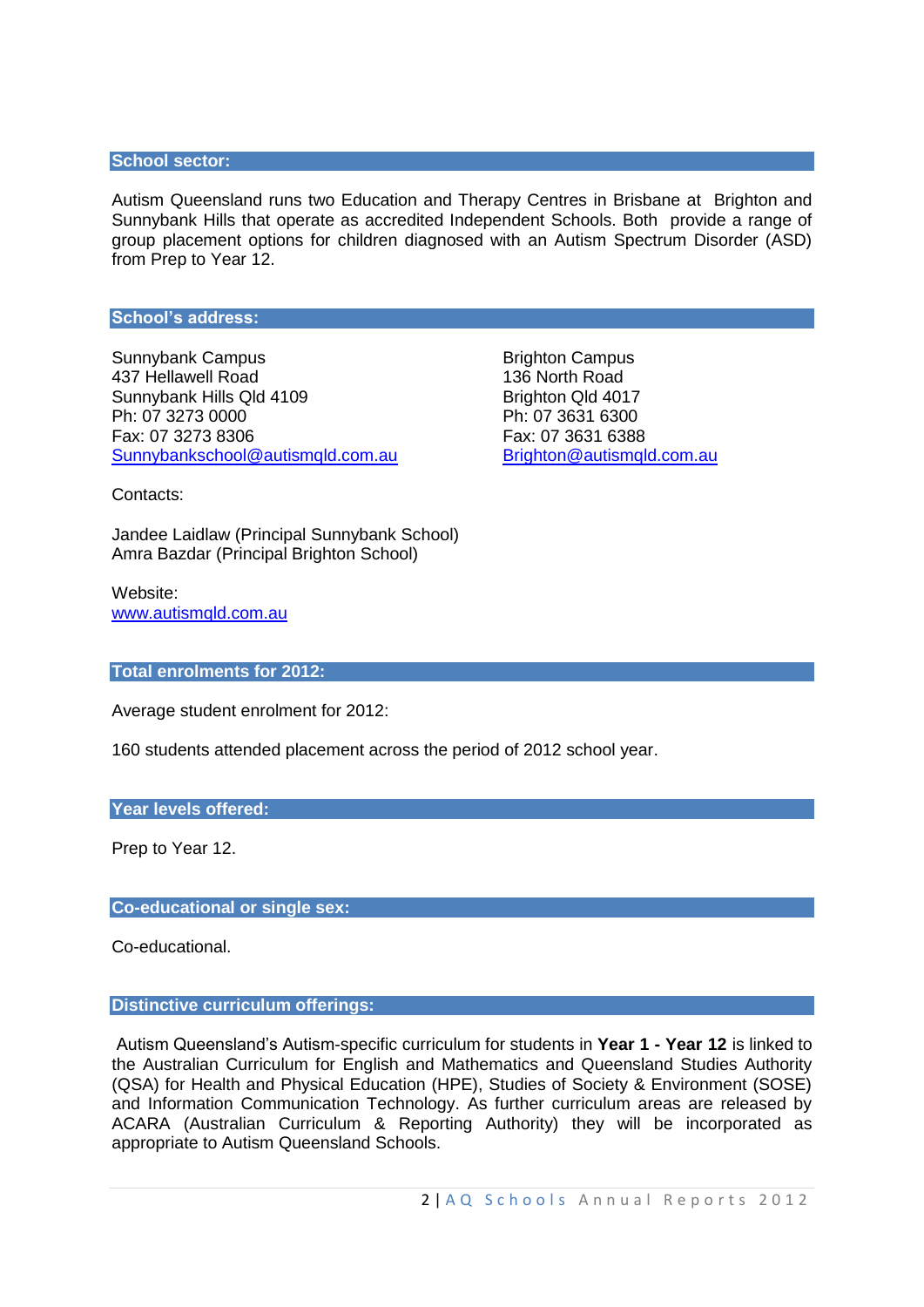## School sector:

Autism Queensland runs two Education and Therapy Centres in Brisbane at Brighton and Sunnybank Hills that operate as accredited Independent Schools. Both provide a range of group placement options for children diagnosed with an Autism Spectrum Disorder (ASD) from Prep to Year 12.

## School's address:

Sunnybank Campus
437 Hellawell Road
Sunnybank Hills Qld 4109
Ph: 07 3273 0000
Fax: 07 3273 8306
Sunnybankschool@autismqld.com.au

Brighton Campus
136 North Road
Brighton Qld 4017
Ph: 07 3631 6300
Fax: 07 3631 6388
Brighton@autismqld.com.au

Contacts:

Jandee Laidlaw (Principal Sunnybank School)
Amra Bazdar (Principal Brighton School)

Website:
www.autismqld.com.au

## Total enrolments for 2012:

Average student enrolment for 2012:

160 students attended placement across the period of 2012 school year.

## Year levels offered:

Prep to Year 12.

## Co-educational or single sex:

Co-educational.

## Distinctive curriculum offerings:

Autism Queensland's Autism-specific curriculum for students in **Year 1 - Year 12** is linked to the Australian Curriculum for English and Mathematics and Queensland Studies Authority (QSA) for Health and Physical Education (HPE), Studies of Society & Environment (SOSE) and Information Communication Technology. As further curriculum areas are released by ACARA (Australian Curriculum & Reporting Authority) they will be incorporated as appropriate to Autism Queensland Schools.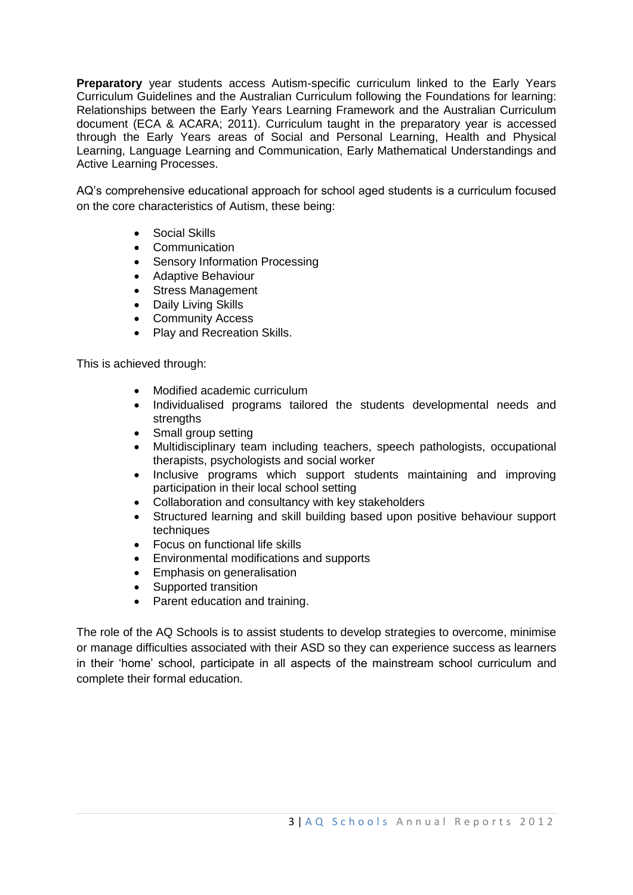**Preparatory** year students access Autism-specific curriculum linked to the Early Years Curriculum Guidelines and the Australian Curriculum following the Foundations for learning: Relationships between the Early Years Learning Framework and the Australian Curriculum document (ECA & ACARA; 2011). Curriculum taught in the preparatory year is accessed through the Early Years areas of Social and Personal Learning, Health and Physical Learning, Language Learning and Communication, Early Mathematical Understandings and Active Learning Processes.

AQ's comprehensive educational approach for school aged students is a curriculum focused on the core characteristics of Autism, these being:

- Social Skills
- Communication
- Sensory Information Processing
- Adaptive Behaviour
- Stress Management
- Daily Living Skills
- Community Access
- Play and Recreation Skills.

This is achieved through:

- Modified academic curriculum
- Individualised programs tailored the students developmental needs and strengths
- Small group setting
- Multidisciplinary team including teachers, speech pathologists, occupational therapists, psychologists and social worker
- Inclusive programs which support students maintaining and improving participation in their local school setting
- Collaboration and consultancy with key stakeholders
- Structured learning and skill building based upon positive behaviour support techniques
- Focus on functional life skills
- Environmental modifications and supports
- Emphasis on generalisation
- Supported transition
- Parent education and training.

The role of the AQ Schools is to assist students to develop strategies to overcome, minimise or manage difficulties associated with their ASD so they can experience success as learners in their 'home' school, participate in all aspects of the mainstream school curriculum and complete their formal education.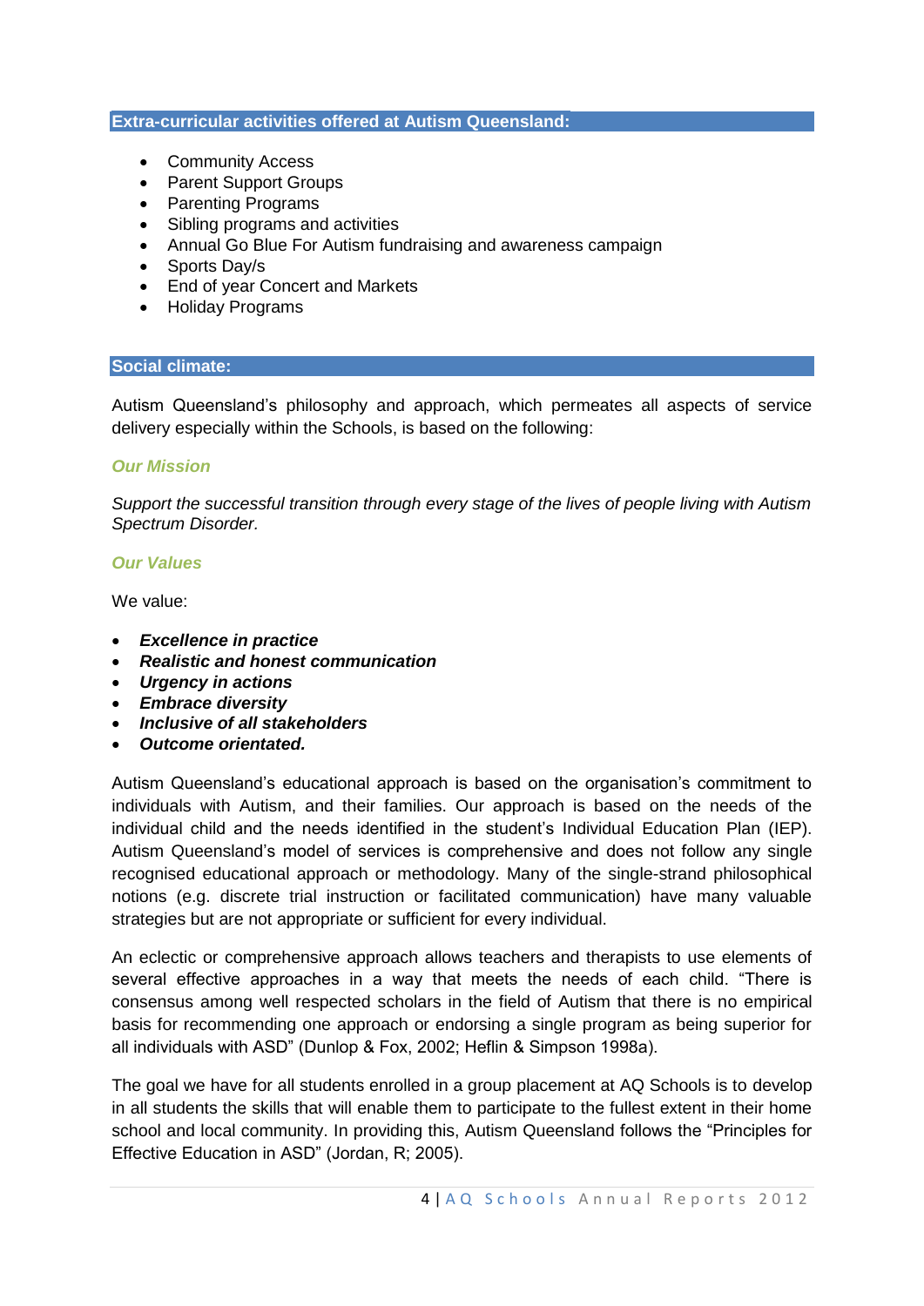## Extra-curricular activities offered at Autism Queensland:

- Community Access
- Parent Support Groups
- Parenting Programs
- Sibling programs and activities
- Annual Go Blue For Autism fundraising and awareness campaign
- Sports Day/s
- End of year Concert and Markets
- Holiday Programs

## Social climate:

Autism Queensland's philosophy and approach, which permeates all aspects of service delivery especially within the Schools, is based on the following:

### *Our Mission*

*Support the successful transition through every stage of the lives of people living with Autism Spectrum Disorder.*

### *Our Values*

We value:

- ***Excellence in practice***
- ***Realistic and honest communication***
- ***Urgency in actions***
- ***Embrace diversity***
- ***Inclusive of all stakeholders***
- ***Outcome orientated.***

Autism Queensland's educational approach is based on the organisation's commitment to individuals with Autism, and their families. Our approach is based on the needs of the individual child and the needs identified in the student's Individual Education Plan (IEP). Autism Queensland's model of services is comprehensive and does not follow any single recognised educational approach or methodology. Many of the single-strand philosophical notions (e.g. discrete trial instruction or facilitated communication) have many valuable strategies but are not appropriate or sufficient for every individual.

An eclectic or comprehensive approach allows teachers and therapists to use elements of several effective approaches in a way that meets the needs of each child. "There is consensus among well respected scholars in the field of Autism that there is no empirical basis for recommending one approach or endorsing a single program as being superior for all individuals with ASD" (Dunlop & Fox, 2002; Heflin & Simpson 1998a).

The goal we have for all students enrolled in a group placement at AQ Schools is to develop in all students the skills that will enable them to participate to the fullest extent in their home school and local community. In providing this, Autism Queensland follows the "Principles for Effective Education in ASD" (Jordan, R; 2005).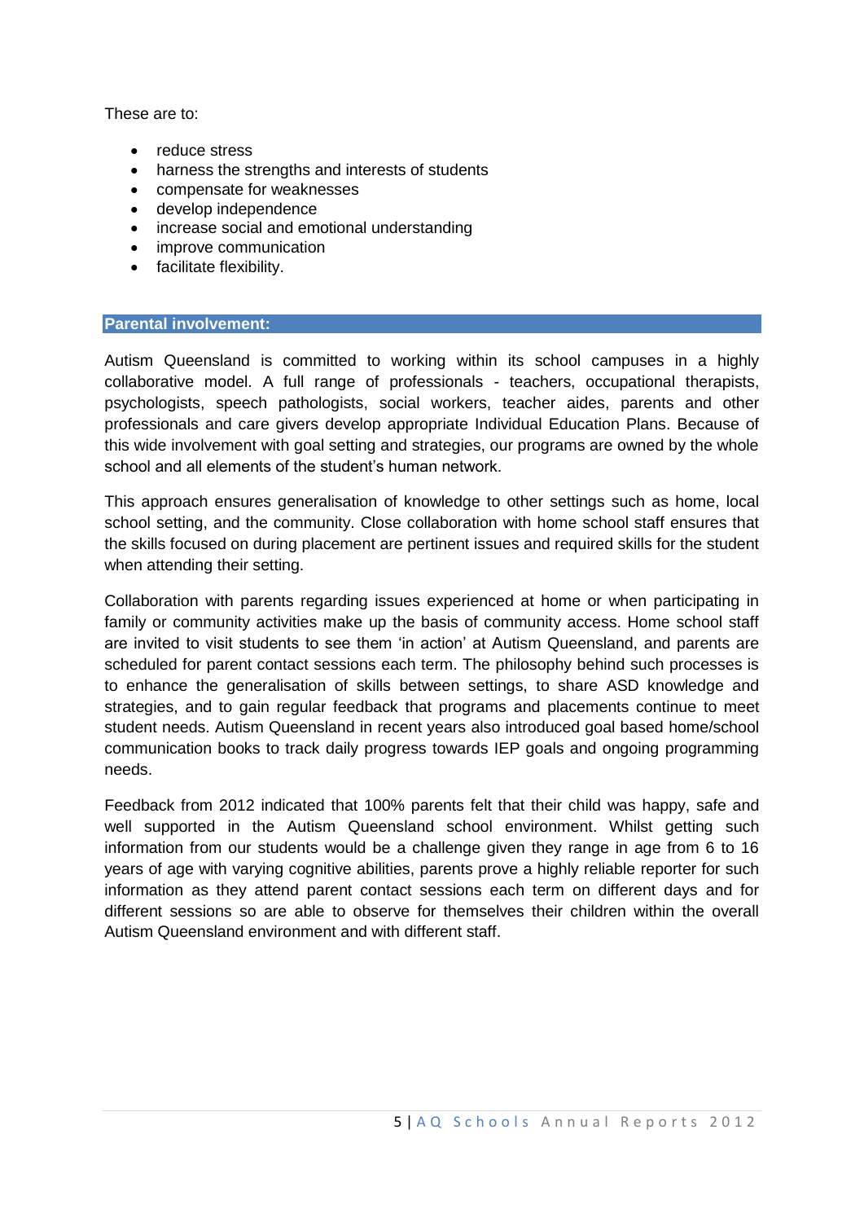These are to:

- reduce stress
- harness the strengths and interests of students
- compensate for weaknesses
- develop independence
- increase social and emotional understanding
- improve communication
- facilitate flexibility.

## Parental involvement:

Autism Queensland is committed to working within its school campuses in a highly collaborative model. A full range of professionals - teachers, occupational therapists, psychologists, speech pathologists, social workers, teacher aides, parents and other professionals and care givers develop appropriate Individual Education Plans. Because of this wide involvement with goal setting and strategies, our programs are owned by the whole school and all elements of the student's human network.

This approach ensures generalisation of knowledge to other settings such as home, local school setting, and the community. Close collaboration with home school staff ensures that the skills focused on during placement are pertinent issues and required skills for the student when attending their setting.

Collaboration with parents regarding issues experienced at home or when participating in family or community activities make up the basis of community access. Home school staff are invited to visit students to see them 'in action' at Autism Queensland, and parents are scheduled for parent contact sessions each term. The philosophy behind such processes is to enhance the generalisation of skills between settings, to share ASD knowledge and strategies, and to gain regular feedback that programs and placements continue to meet student needs. Autism Queensland in recent years also introduced goal based home/school communication books to track daily progress towards IEP goals and ongoing programming needs.

Feedback from 2012 indicated that 100% parents felt that their child was happy, safe and well supported in the Autism Queensland school environment. Whilst getting such information from our students would be a challenge given they range in age from 6 to 16 years of age with varying cognitive abilities, parents prove a highly reliable reporter for such information as they attend parent contact sessions each term on different days and for different sessions so are able to observe for themselves their children within the overall Autism Queensland environment and with different staff.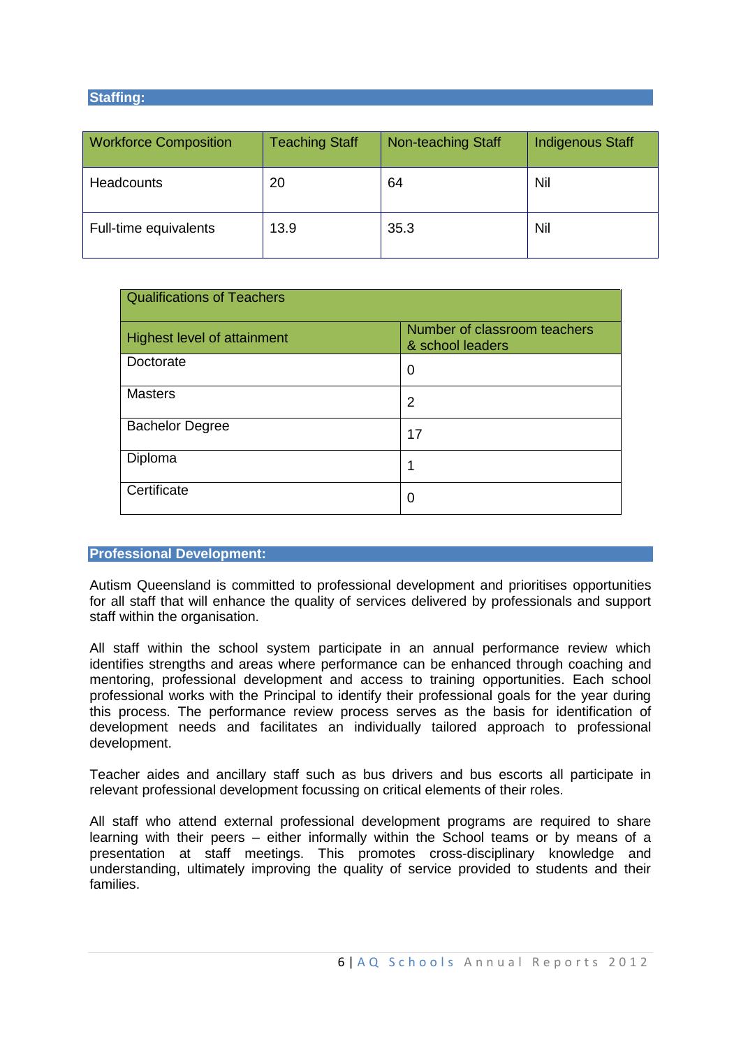## Staffing:

| Workforce Composition | Teaching Staff | Non-teaching Staff | Indigenous Staff |
|---|---|---|---|
| Headcounts | 20 | 64 | Nil |
| Full-time equivalents | 13.9 | 35.3 | Nil |

| Qualifications of Teachers | |
|---|---|
| **Highest level of attainment** | **Number of classroom teachers & school leaders** |
| Doctorate | 0 |
| Masters | 2 |
| Bachelor Degree | 17 |
| Diploma | 1 |
| Certificate | 0 |

## Professional Development:

Autism Queensland is committed to professional development and prioritises opportunities for all staff that will enhance the quality of services delivered by professionals and support staff within the organisation.

All staff within the school system participate in an annual performance review which identifies strengths and areas where performance can be enhanced through coaching and mentoring, professional development and access to training opportunities. Each school professional works with the Principal to identify their professional goals for the year during this process. The performance review process serves as the basis for identification of development needs and facilitates an individually tailored approach to professional development.

Teacher aides and ancillary staff such as bus drivers and bus escorts all participate in relevant professional development focussing on critical elements of their roles.

All staff who attend external professional development programs are required to share learning with their peers – either informally within the School teams or by means of a presentation at staff meetings. This promotes cross-disciplinary knowledge and understanding, ultimately improving the quality of service provided to students and their families.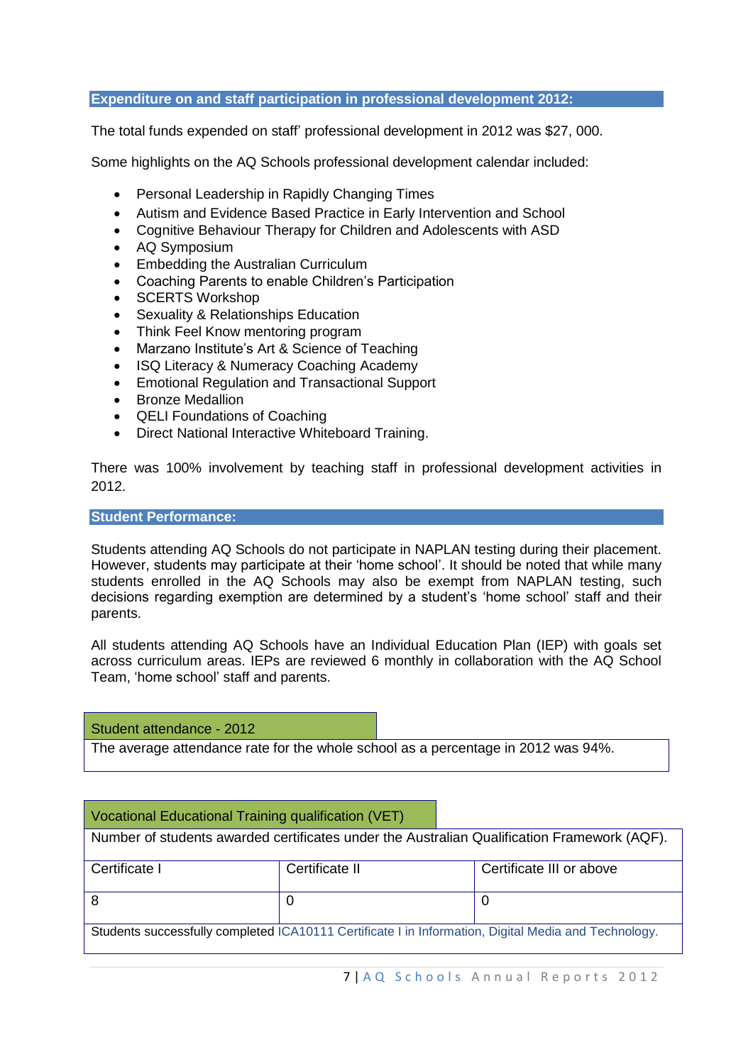## Expenditure on and staff participation in professional development 2012:

The total funds expended on staff' professional development in 2012 was $27, 000.

Some highlights on the AQ Schools professional development calendar included:

- Personal Leadership in Rapidly Changing Times
- Autism and Evidence Based Practice in Early Intervention and School
- Cognitive Behaviour Therapy for Children and Adolescents with ASD
- AQ Symposium
- Embedding the Australian Curriculum
- Coaching Parents to enable Children's Participation
- SCERTS Workshop
- Sexuality & Relationships Education
- Think Feel Know mentoring program
- Marzano Institute's Art & Science of Teaching
- ISQ Literacy & Numeracy Coaching Academy
- Emotional Regulation and Transactional Support
- Bronze Medallion
- QELI Foundations of Coaching
- Direct National Interactive Whiteboard Training.

There was 100% involvement by teaching staff in professional development activities in 2012.

## Student Performance:

Students attending AQ Schools do not participate in NAPLAN testing during their placement. However, students may participate at their 'home school'. It should be noted that while many students enrolled in the AQ Schools may also be exempt from NAPLAN testing, such decisions regarding exemption are determined by a student's 'home school' staff and their parents.

All students attending AQ Schools have an Individual Education Plan (IEP) with goals set across curriculum areas. IEPs are reviewed 6 monthly in collaboration with the AQ School Team, 'home school' staff and parents.

| Student attendance - 2012 |
|---|
| The average attendance rate for the whole school as a percentage in 2012 was 94%. |

| Vocational Educational Training qualification (VET) | | |
|---|---|---|
| Number of students awarded certificates under the Australian Qualification Framework (AQF). | | |
| Certificate I | Certificate II | Certificate III or above |
| 8 | 0 | 0 |
| Students successfully completed ICA10111 Certificate I in Information, Digital Media and Technology. | | |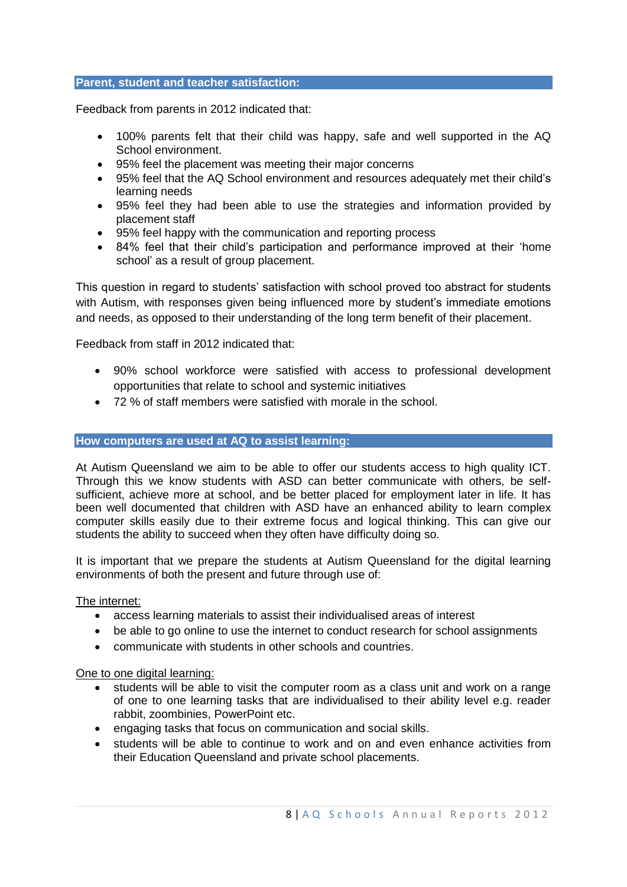## Parent, student and teacher satisfaction:

Feedback from parents in 2012 indicated that:

- 100% parents felt that their child was happy, safe and well supported in the AQ School environment.
- 95% feel the placement was meeting their major concerns
- 95% feel that the AQ School environment and resources adequately met their child's learning needs
- 95% feel they had been able to use the strategies and information provided by placement staff
- 95% feel happy with the communication and reporting process
- 84% feel that their child's participation and performance improved at their 'home school' as a result of group placement.

This question in regard to students' satisfaction with school proved too abstract for students with Autism, with responses given being influenced more by student's immediate emotions and needs, as opposed to their understanding of the long term benefit of their placement.

Feedback from staff in 2012 indicated that:

- 90% school workforce were satisfied with access to professional development opportunities that relate to school and systemic initiatives
- 72 % of staff members were satisfied with morale in the school.

## How computers are used at AQ to assist learning:

At Autism Queensland we aim to be able to offer our students access to high quality ICT. Through this we know students with ASD can better communicate with others, be self-sufficient, achieve more at school, and be better placed for employment later in life. It has been well documented that children with ASD have an enhanced ability to learn complex computer skills easily due to their extreme focus and logical thinking. This can give our students the ability to succeed when they often have difficulty doing so.

It is important that we prepare the students at Autism Queensland for the digital learning environments of both the present and future through use of:

<u>The internet:</u>

- access learning materials to assist their individualised areas of interest
- be able to go online to use the internet to conduct research for school assignments
- communicate with students in other schools and countries.

<u>One to one digital learning:</u>

- students will be able to visit the computer room as a class unit and work on a range of one to one learning tasks that are individualised to their ability level e.g. reader rabbit, zoombinies, PowerPoint etc.
- engaging tasks that focus on communication and social skills.
- students will be able to continue to work and on and even enhance activities from their Education Queensland and private school placements.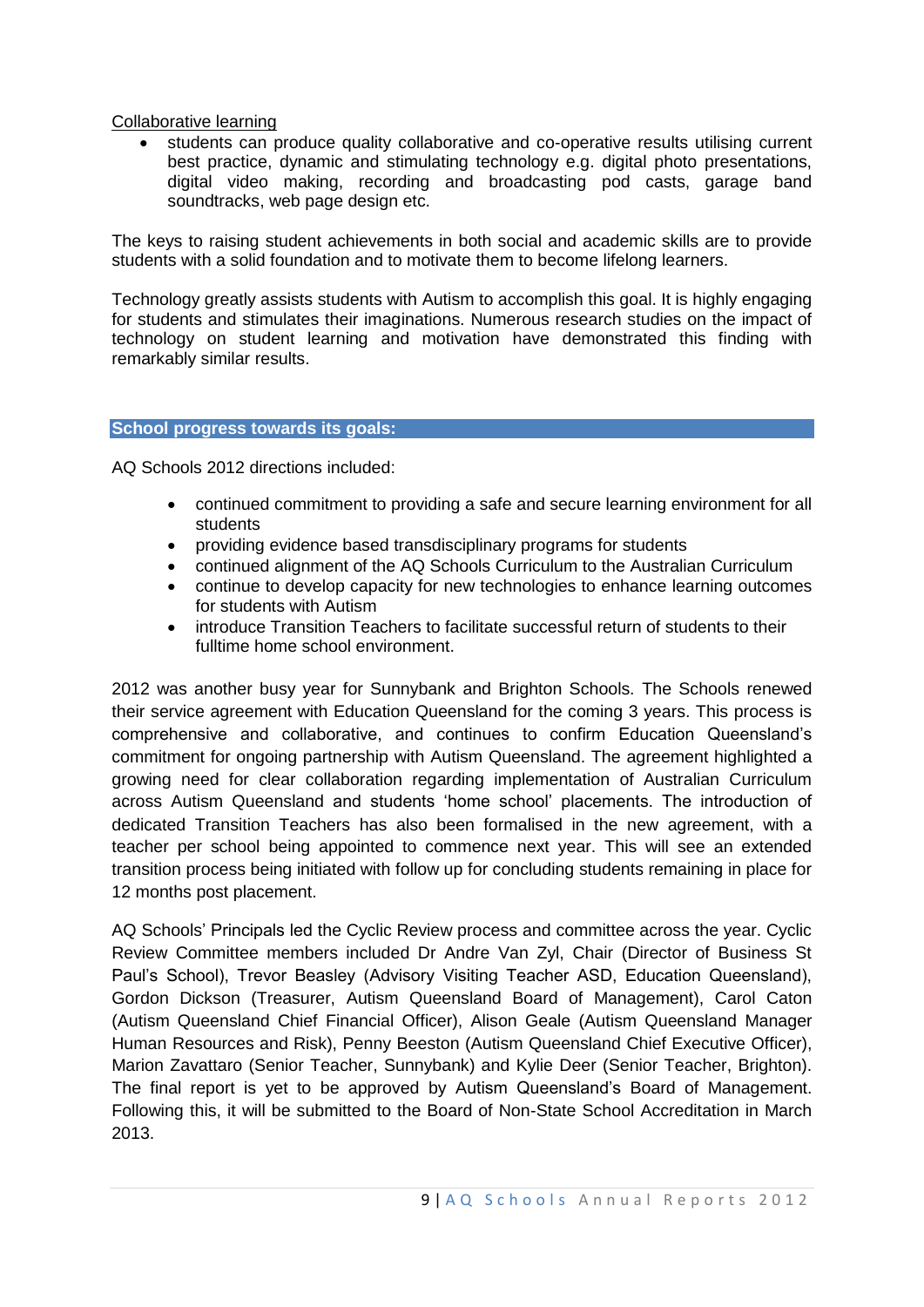Collaborative learning

- students can produce quality collaborative and co-operative results utilising current best practice, dynamic and stimulating technology e.g. digital photo presentations, digital video making, recording and broadcasting pod casts, garage band soundtracks, web page design etc.

The keys to raising student achievements in both social and academic skills are to provide students with a solid foundation and to motivate them to become lifelong learners.

Technology greatly assists students with Autism to accomplish this goal. It is highly engaging for students and stimulates their imaginations. Numerous research studies on the impact of technology on student learning and motivation have demonstrated this finding with remarkably similar results.

## School progress towards its goals:

AQ Schools 2012 directions included:

- continued commitment to providing a safe and secure learning environment for all students
- providing evidence based transdisciplinary programs for students
- continued alignment of the AQ Schools Curriculum to the Australian Curriculum
- continue to develop capacity for new technologies to enhance learning outcomes for students with Autism
- introduce Transition Teachers to facilitate successful return of students to their fulltime home school environment.

2012 was another busy year for Sunnybank and Brighton Schools. The Schools renewed their service agreement with Education Queensland for the coming 3 years. This process is comprehensive and collaborative, and continues to confirm Education Queensland's commitment for ongoing partnership with Autism Queensland. The agreement highlighted a growing need for clear collaboration regarding implementation of Australian Curriculum across Autism Queensland and students 'home school' placements. The introduction of dedicated Transition Teachers has also been formalised in the new agreement, with a teacher per school being appointed to commence next year. This will see an extended transition process being initiated with follow up for concluding students remaining in place for 12 months post placement.

AQ Schools' Principals led the Cyclic Review process and committee across the year. Cyclic Review Committee members included Dr Andre Van Zyl, Chair (Director of Business St Paul's School), Trevor Beasley (Advisory Visiting Teacher ASD, Education Queensland), Gordon Dickson (Treasurer, Autism Queensland Board of Management), Carol Caton (Autism Queensland Chief Financial Officer), Alison Geale (Autism Queensland Manager Human Resources and Risk), Penny Beeston (Autism Queensland Chief Executive Officer), Marion Zavattaro (Senior Teacher, Sunnybank) and Kylie Deer (Senior Teacher, Brighton). The final report is yet to be approved by Autism Queensland's Board of Management. Following this, it will be submitted to the Board of Non-State School Accreditation in March 2013.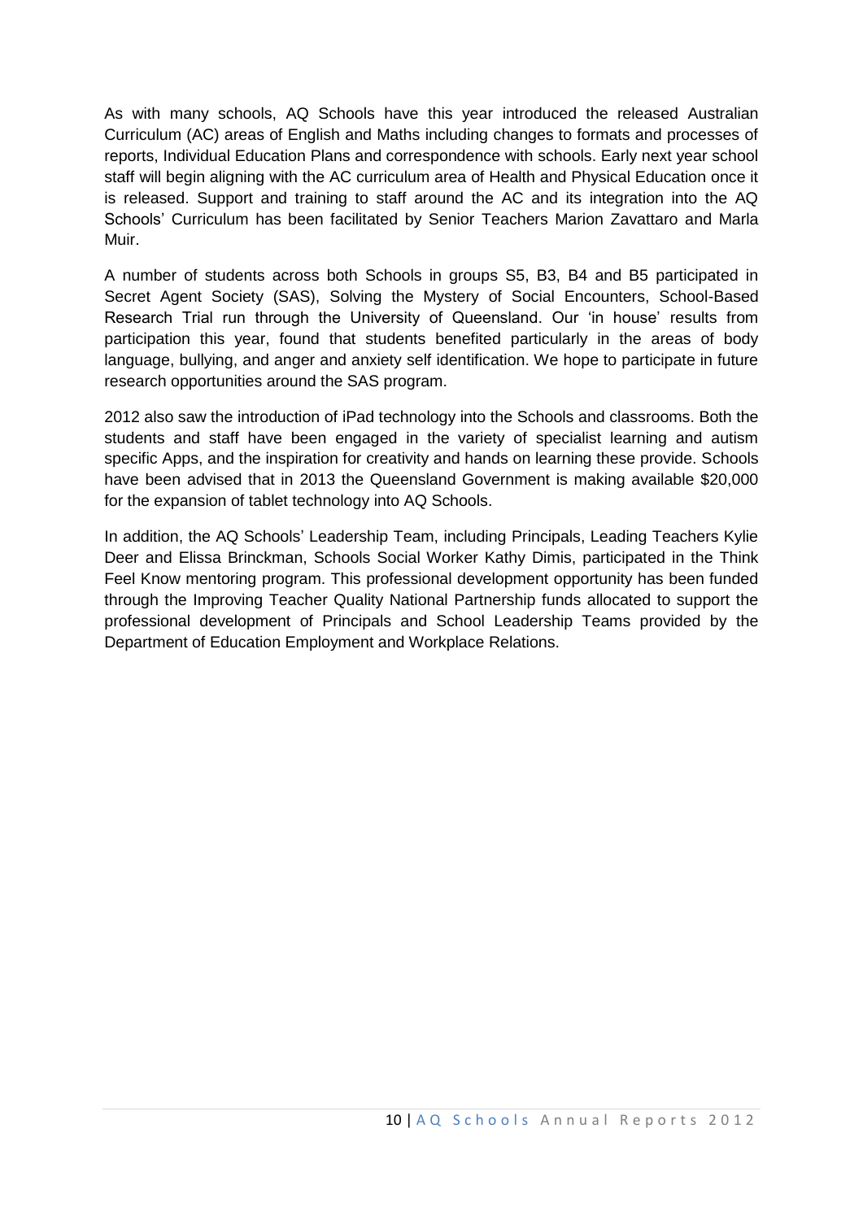As with many schools, AQ Schools have this year introduced the released Australian Curriculum (AC) areas of English and Maths including changes to formats and processes of reports, Individual Education Plans and correspondence with schools. Early next year school staff will begin aligning with the AC curriculum area of Health and Physical Education once it is released. Support and training to staff around the AC and its integration into the AQ Schools' Curriculum has been facilitated by Senior Teachers Marion Zavattaro and Marla Muir.

A number of students across both Schools in groups S5, B3, B4 and B5 participated in Secret Agent Society (SAS), Solving the Mystery of Social Encounters, School-Based Research Trial run through the University of Queensland. Our 'in house' results from participation this year, found that students benefited particularly in the areas of body language, bullying, and anger and anxiety self identification. We hope to participate in future research opportunities around the SAS program.

2012 also saw the introduction of iPad technology into the Schools and classrooms. Both the students and staff have been engaged in the variety of specialist learning and autism specific Apps, and the inspiration for creativity and hands on learning these provide. Schools have been advised that in 2013 the Queensland Government is making available $20,000 for the expansion of tablet technology into AQ Schools.

In addition, the AQ Schools' Leadership Team, including Principals, Leading Teachers Kylie Deer and Elissa Brinckman, Schools Social Worker Kathy Dimis, participated in the Think Feel Know mentoring program. This professional development opportunity has been funded through the Improving Teacher Quality National Partnership funds allocated to support the professional development of Principals and School Leadership Teams provided by the Department of Education Employment and Workplace Relations.